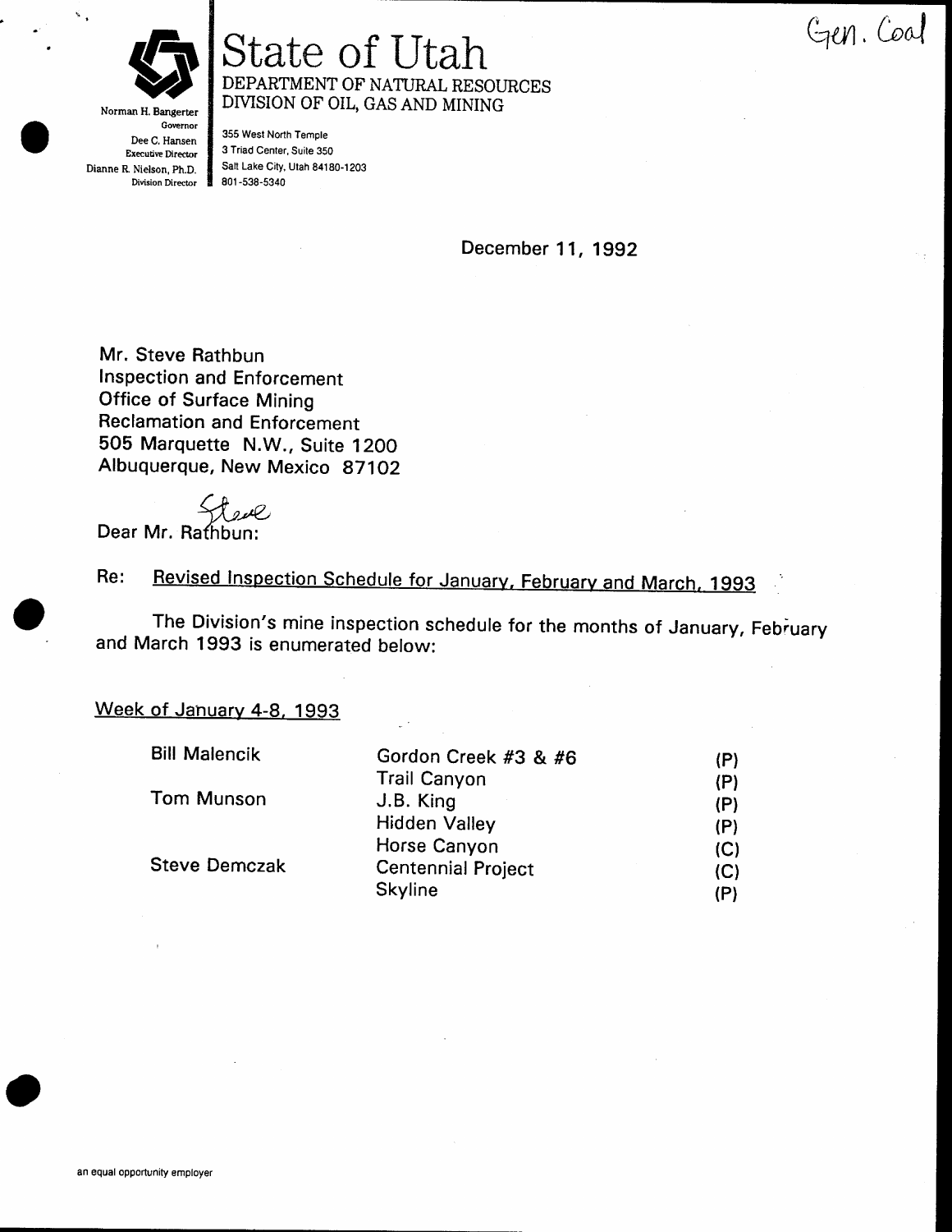Gen. Coal

# State of Utah

DEPARTMENT OF NATURAL RESOURCES
DIVISION OF OIL, GAS AND MINING

Norman H. Bangerter
Governor
Dee C. Hansen
Executive Director
Dianne R. Nielson, Ph.D.
Division Director

355 West North Temple
3 Triad Center, Suite 350
Salt Lake City, Utah 84180-1203
801-538-5340

December 11, 1992

Mr. Steve Rathbun
Inspection and Enforcement
Office of Surface Mining
Reclamation and Enforcement
505 Marquette N.W., Suite 1200
Albuquerque, New Mexico 87102

Dear ~~Mr. Rathbun~~ Steve:

Re: Revised Inspection Schedule for January, February and March, 1993

The Division's mine inspection schedule for the months of January, February and March 1993 is enumerated below:

Week of January 4-8, 1993

| | | |
|---|---|---|
| Bill Malencik | Gordon Creek #3 & #6 | (P) |
| | Trail Canyon | (P) |
| Tom Munson | J.B. King | (P) |
| | Hidden Valley | (P) |
| | Horse Canyon | (C) |
| Steve Demczak | Centennial Project | (C) |
| | Skyline | (P) |

an equal opportunity employer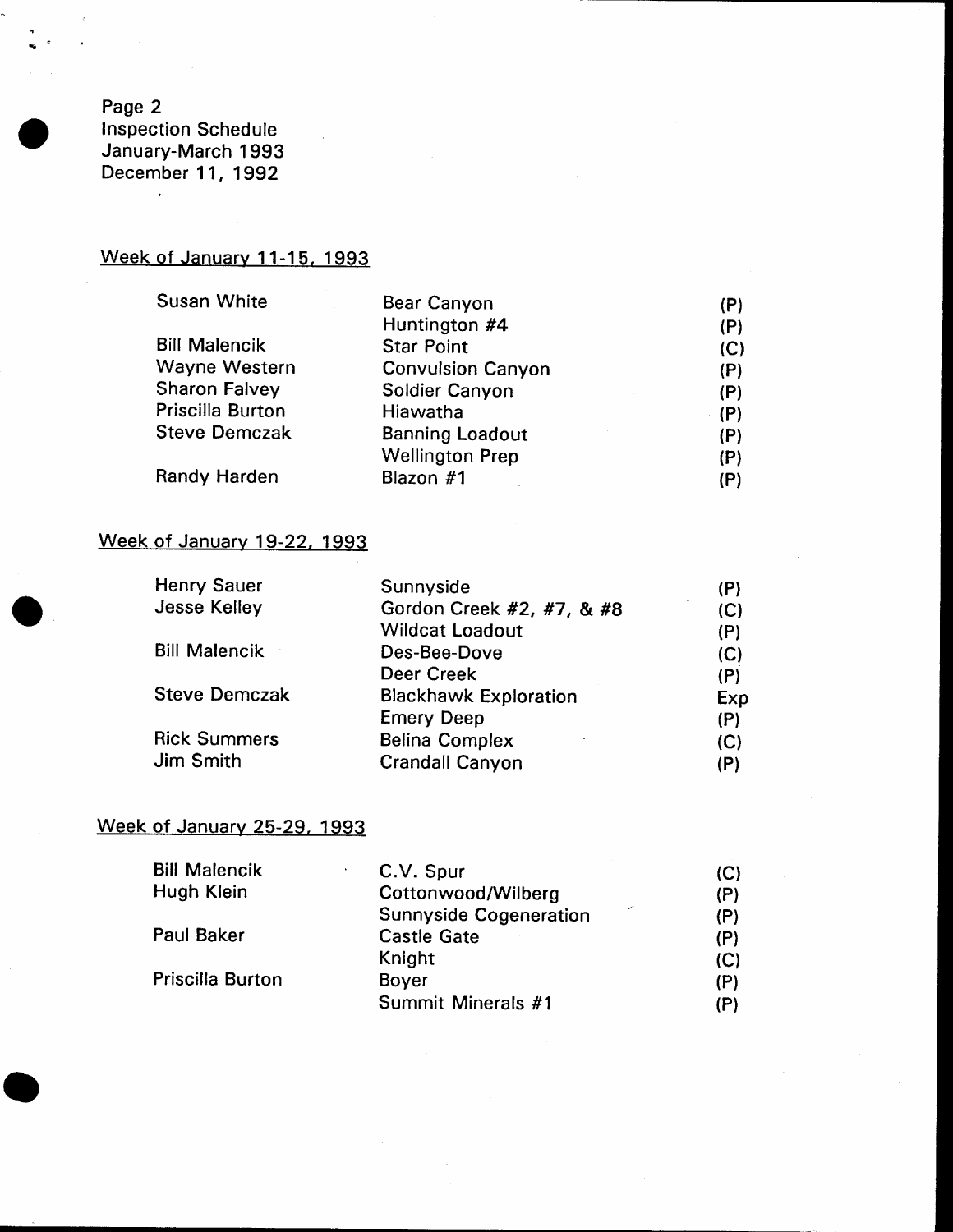Page 2
Inspection Schedule
January-March 1993
December 11, 1992

## Week of January 11-15, 1993

| Inspector | Site | Type |
|---|---|---|
| Susan White | Bear Canyon | (P) |
| | Huntington #4 | (P) |
| Bill Malencik | Star Point | (C) |
| Wayne Western | Convulsion Canyon | (P) |
| Sharon Falvey | Soldier Canyon | (P) |
| Priscilla Burton | Hiawatha | (P) |
| Steve Demczak | Banning Loadout | (P) |
| | Wellington Prep | (P) |
| Randy Harden | Blazon #1 | (P) |

## Week of January 19-22, 1993

| Inspector | Site | Type |
|---|---|---|
| Henry Sauer | Sunnyside | (P) |
| Jesse Kelley | Gordon Creek #2, #7, & #8 | (C) |
| | Wildcat Loadout | (P) |
| Bill Malencik | Des-Bee-Dove | (C) |
| | Deer Creek | (P) |
| Steve Demczak | Blackhawk Exploration | Exp |
| | Emery Deep | (P) |
| Rick Summers | Belina Complex | (C) |
| Jim Smith | Crandall Canyon | (P) |

## Week of January 25-29, 1993

| Inspector | Site | Type |
|---|---|---|
| Bill Malencik | C.V. Spur | (C) |
| Hugh Klein | Cottonwood/Wilberg | (P) |
| | Sunnyside Cogeneration | (P) |
| Paul Baker | Castle Gate | (P) |
| | Knight | (C) |
| Priscilla Burton | Boyer | (P) |
| | Summit Minerals #1 | (P) |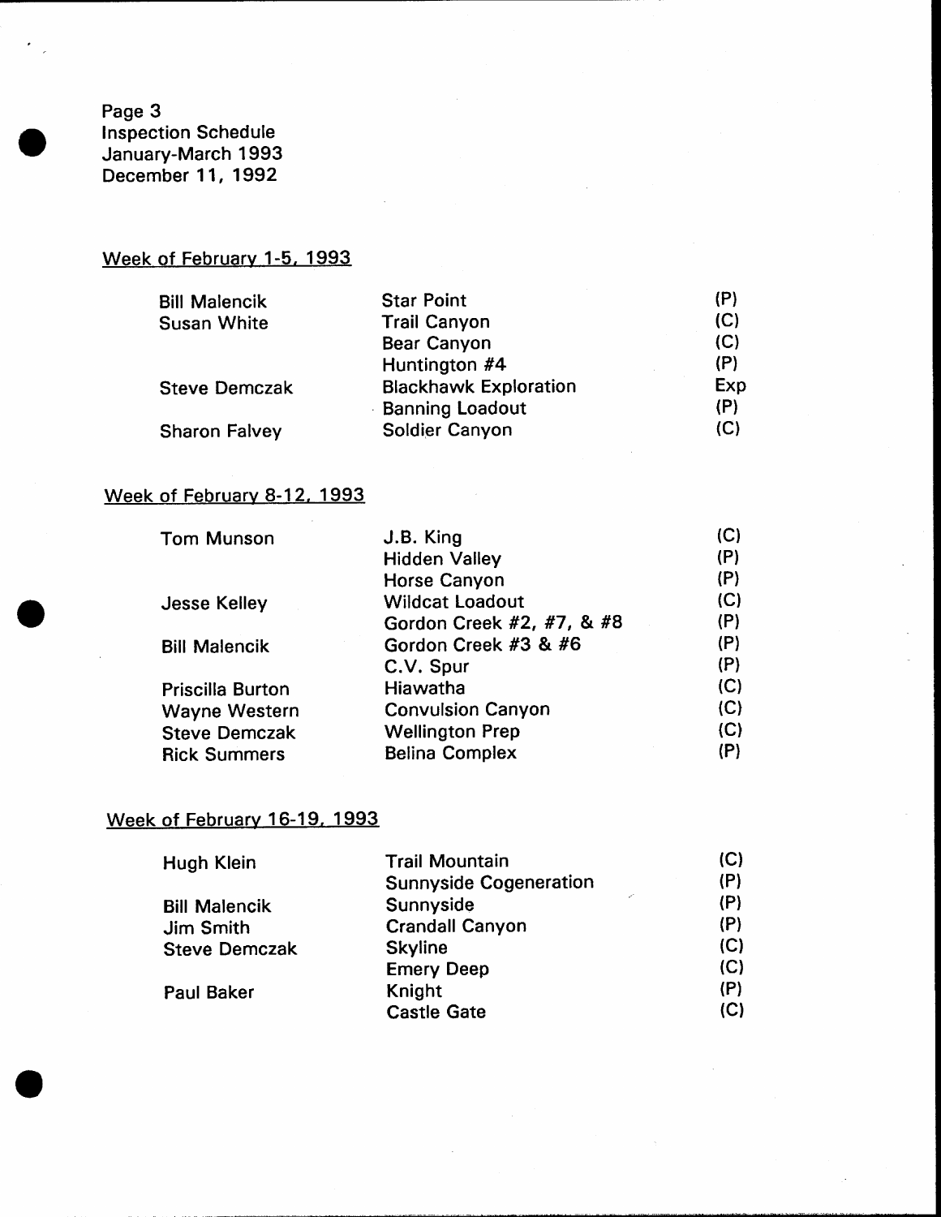Page 3
Inspection Schedule
January-March 1993
December 11, 1992

## Week of February 1-5, 1993

| | | |
|---|---|---|
| Bill Malencik | Star Point | (P) |
| Susan White | Trail Canyon | (C) |
| | Bear Canyon | (C) |
| | Huntington #4 | (P) |
| Steve Demczak | Blackhawk Exploration | Exp |
| | Banning Loadout | (P) |
| Sharon Falvey | Soldier Canyon | (C) |

## Week of February 8-12, 1993

| | | |
|---|---|---|
| Tom Munson | J.B. King | (C) |
| | Hidden Valley | (P) |
| | Horse Canyon | (P) |
| Jesse Kelley | Wildcat Loadout | (C) |
| | Gordon Creek #2, #7, & #8 | (P) |
| Bill Malencik | Gordon Creek #3 & #6 | (P) |
| | C.V. Spur | (P) |
| Priscilla Burton | Hiawatha | (C) |
| Wayne Western | Convulsion Canyon | (C) |
| Steve Demczak | Wellington Prep | (C) |
| Rick Summers | Belina Complex | (P) |

## Week of February 16-19, 1993

| | | |
|---|---|---|
| Hugh Klein | Trail Mountain | (C) |
| | Sunnyside Cogeneration | (P) |
| Bill Malencik | Sunnyside | (P) |
| Jim Smith | Crandall Canyon | (P) |
| Steve Demczak | Skyline | (C) |
| | Emery Deep | (C) |
| Paul Baker | Knight | (P) |
| | Castle Gate | (C) |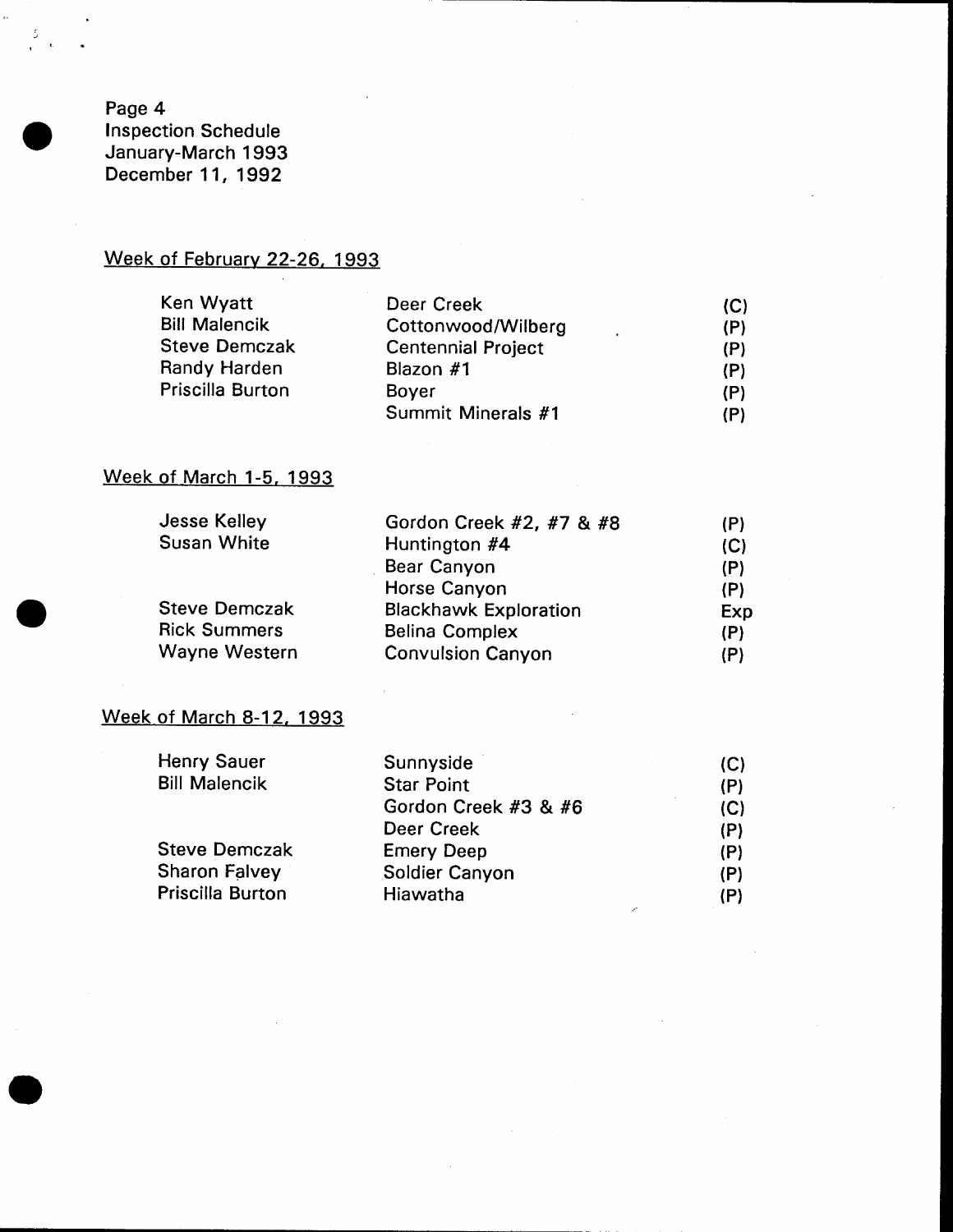Page 4
Inspection Schedule
January-March 1993
December 11, 1992

## Week of February 22-26, 1993

| | | |
|---|---|---|
| Ken Wyatt | Deer Creek | (C) |
| Bill Malencik | Cottonwood/Wilberg | (P) |
| Steve Demczak | Centennial Project | (P) |
| Randy Harden | Blazon #1 | (P) |
| Priscilla Burton | Boyer | (P) |
| | Summit Minerals #1 | (P) |

## Week of March 1-5, 1993

| | | |
|---|---|---|
| Jesse Kelley | Gordon Creek #2, #7 & #8 | (P) |
| Susan White | Huntington #4 | (C) |
| | Bear Canyon | (P) |
| | Horse Canyon | (P) |
| Steve Demczak | Blackhawk Exploration | Exp |
| Rick Summers | Belina Complex | (P) |
| Wayne Western | Convulsion Canyon | (P) |

## Week of March 8-12, 1993

| | | |
|---|---|---|
| Henry Sauer | Sunnyside | (C) |
| Bill Malencik | Star Point | (P) |
| | Gordon Creek #3 & #6 | (C) |
| | Deer Creek | (P) |
| Steve Demczak | Emery Deep | (P) |
| Sharon Falvey | Soldier Canyon | (P) |
| Priscilla Burton | Hiawatha | (P) |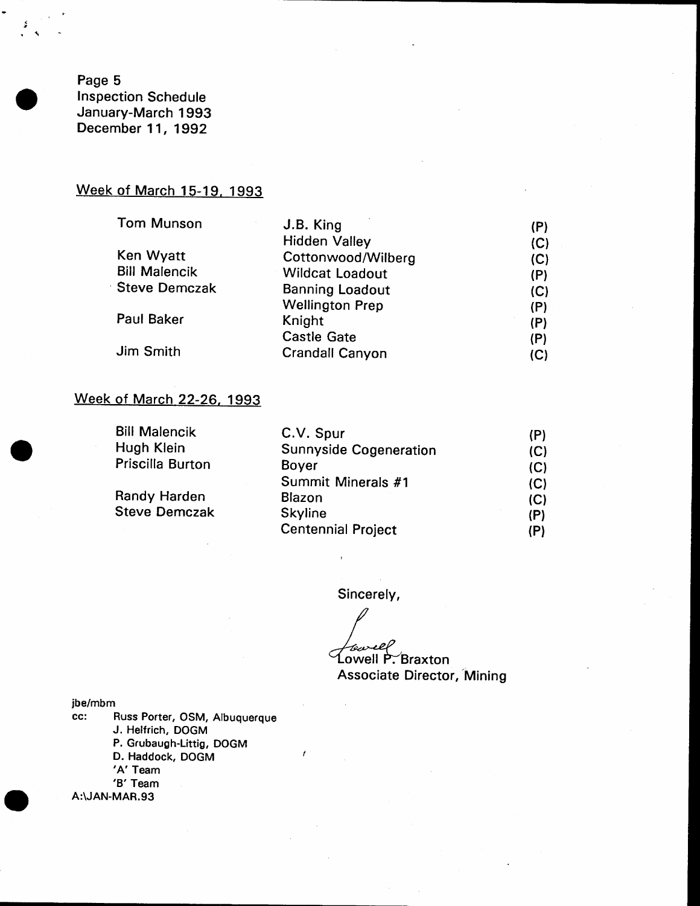Page 5
Inspection Schedule
January-March 1993
December 11, 1992

Week of March 15-19, 1993

| | | |
|---|---|---|
| Tom Munson | J.B. King | (P) |
| | Hidden Valley | (C) |
| Ken Wyatt | Cottonwood/Wilberg | (C) |
| Bill Malencik | Wildcat Loadout | (P) |
| Steve Demczak | Banning Loadout | (C) |
| | Wellington Prep | (P) |
| Paul Baker | Knight | (P) |
| | Castle Gate | (P) |
| Jim Smith | Crandall Canyon | (C) |

Week of March 22-26, 1993

| | | |
|---|---|---|
| Bill Malencik | C.V. Spur | (P) |
| Hugh Klein | Sunnyside Cogeneration | (C) |
| Priscilla Burton | Boyer | (C) |
| | Summit Minerals #1 | (C) |
| Randy Harden | Blazon | (C) |
| Steve Demczak | Skyline | (P) |
| | Centennial Project | (P) |

Sincerely,

Lowell P. Braxton
Associate Director, Mining

jbe/mbm
cc: Russ Porter, OSM, Albuquerque
J. Helfrich, DOGM
P. Grubaugh-Littig, DOGM
D. Haddock, DOGM
'A' Team
'B' Team
A:\JAN-MAR.93